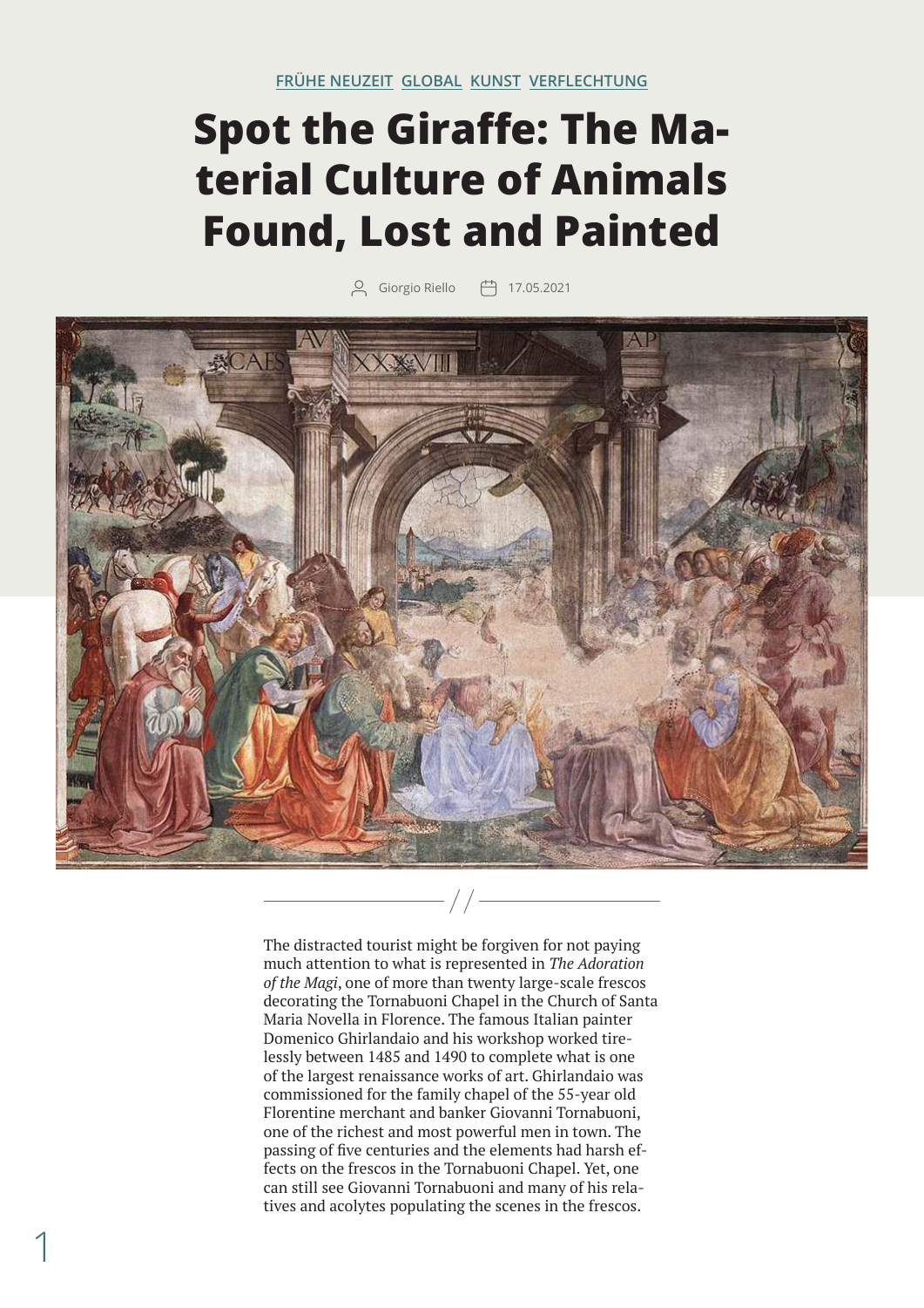FRÜHE NEUZEIT GLOBAL KUNST VERFLECHTUNG

# Spot the Giraffe: The Material Culture of Animals Found, Lost and Painted

Giorgio Riello 17.05.2021

The distracted tourist might be forgiven for not paying much attention to what is represented in *The Adoration of the Magi*, one of more than twenty large-scale frescos decorating the Tornabuoni Chapel in the Church of Santa Maria Novella in Florence. The famous Italian painter Domenico Ghirlandaio and his workshop worked tirelessly between 1485 and 1490 to complete what is one of the largest renaissance works of art. Ghirlandaio was commissioned for the family chapel of the 55-year old Florentine merchant and banker Giovanni Tornabuoni, one of the richest and most powerful men in town. The passing of five centuries and the elements had harsh effects on the frescos in the Tornabuoni Chapel. Yet, one can still see Giovanni Tornabuoni and many of his relatives and acolytes populating the scenes in the frescos.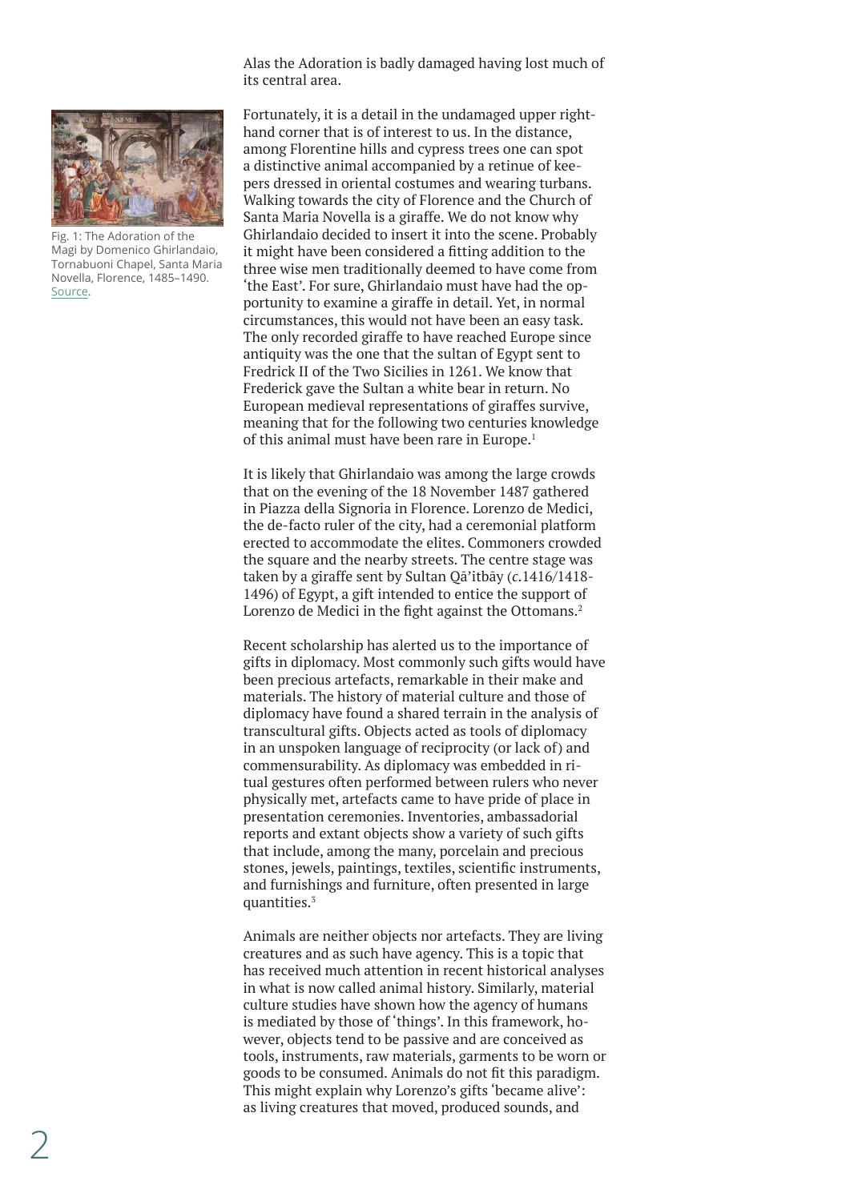Alas the Adoration is badly damaged having lost much of its central area.

Fig. 1: The Adoration of the Magi by Domenico Ghirlandaio, Tornabuoni Chapel, Santa Maria Novella, Florence, 1485–1490. Source.

Fortunately, it is a detail in the undamaged upper right-hand corner that is of interest to us. In the distance, among Florentine hills and cypress trees one can spot a distinctive animal accompanied by a retinue of keepers dressed in oriental costumes and wearing turbans. Walking towards the city of Florence and the Church of Santa Maria Novella is a giraffe. We do not know why Ghirlandaio decided to insert it into the scene. Probably it might have been considered a fitting addition to the three wise men traditionally deemed to have come from 'the East'. For sure, Ghirlandaio must have had the opportunity to examine a giraffe in detail. Yet, in normal circumstances, this would not have been an easy task. The only recorded giraffe to have reached Europe since antiquity was the one that the sultan of Egypt sent to Fredrick II of the Two Sicilies in 1261. We know that Frederick gave the Sultan a white bear in return. No European medieval representations of giraffes survive, meaning that for the following two centuries knowledge of this animal must have been rare in Europe.[1]

It is likely that Ghirlandaio was among the large crowds that on the evening of the 18 November 1487 gathered in Piazza della Signoria in Florence. Lorenzo de Medici, the de-facto ruler of the city, had a ceremonial platform erected to accommodate the elites. Commoners crowded the square and the nearby streets. The centre stage was taken by a giraffe sent by Sultan Qā'itbāy (*c.*1416/1418-1496) of Egypt, a gift intended to entice the support of Lorenzo de Medici in the fight against the Ottomans.[2]

Recent scholarship has alerted us to the importance of gifts in diplomacy. Most commonly such gifts would have been precious artefacts, remarkable in their make and materials. The history of material culture and those of diplomacy have found a shared terrain in the analysis of transcultural gifts. Objects acted as tools of diplomacy in an unspoken language of reciprocity (or lack of) and commensurability. As diplomacy was embedded in ritual gestures often performed between rulers who never physically met, artefacts came to have pride of place in presentation ceremonies. Inventories, ambassadorial reports and extant objects show a variety of such gifts that include, among the many, porcelain and precious stones, jewels, paintings, textiles, scientific instruments, and furnishings and furniture, often presented in large quantities.[3]

Animals are neither objects nor artefacts. They are living creatures and as such have agency. This is a topic that has received much attention in recent historical analyses in what is now called animal history. Similarly, material culture studies have shown how the agency of humans is mediated by those of 'things'. In this framework, however, objects tend to be passive and are conceived as tools, instruments, raw materials, garments to be worn or goods to be consumed. Animals do not fit this paradigm. This might explain why Lorenzo's gifts 'became alive': as living creatures that moved, produced sounds, and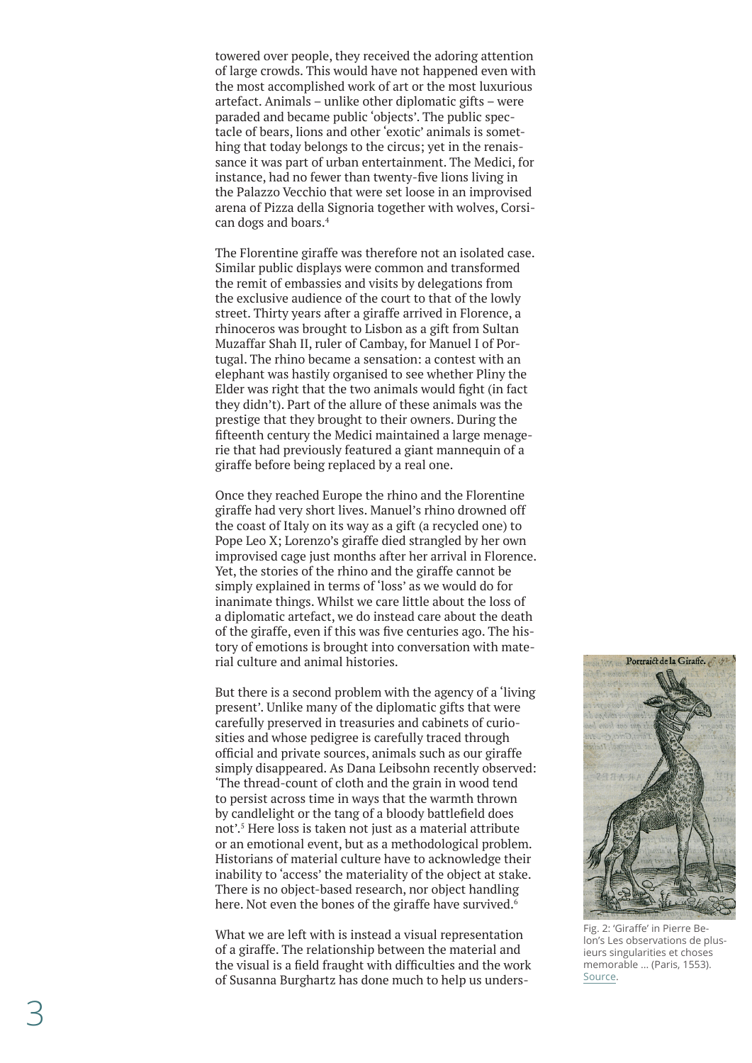towered over people, they received the adoring attention of large crowds. This would have not happened even with the most accomplished work of art or the most luxurious artefact. Animals – unlike other diplomatic gifts – were paraded and became public 'objects'. The public spectacle of bears, lions and other 'exotic' animals is something that today belongs to the circus; yet in the renaissance it was part of urban entertainment. The Medici, for instance, had no fewer than twenty-five lions living in the Palazzo Vecchio that were set loose in an improvised arena of Pizza della Signoria together with wolves, Corsican dogs and boars.[4]

The Florentine giraffe was therefore not an isolated case. Similar public displays were common and transformed the remit of embassies and visits by delegations from the exclusive audience of the court to that of the lowly street. Thirty years after a giraffe arrived in Florence, a rhinoceros was brought to Lisbon as a gift from Sultan Muzaffar Shah II, ruler of Cambay, for Manuel I of Portugal. The rhino became a sensation: a contest with an elephant was hastily organised to see whether Pliny the Elder was right that the two animals would fight (in fact they didn't). Part of the allure of these animals was the prestige that they brought to their owners. During the fifteenth century the Medici maintained a large menagerie that had previously featured a giant mannequin of a giraffe before being replaced by a real one.

Once they reached Europe the rhino and the Florentine giraffe had very short lives. Manuel's rhino drowned off the coast of Italy on its way as a gift (a recycled one) to Pope Leo X; Lorenzo's giraffe died strangled by her own improvised cage just months after her arrival in Florence. Yet, the stories of the rhino and the giraffe cannot be simply explained in terms of 'loss' as we would do for inanimate things. Whilst we care little about the loss of a diplomatic artefact, we do instead care about the death of the giraffe, even if this was five centuries ago. The history of emotions is brought into conversation with material culture and animal histories.

But there is a second problem with the agency of a 'living present'. Unlike many of the diplomatic gifts that were carefully preserved in treasuries and cabinets of curiosities and whose pedigree is carefully traced through official and private sources, animals such as our giraffe simply disappeared. As Dana Leibsohn recently observed: 'The thread-count of cloth and the grain in wood tend to persist across time in ways that the warmth thrown by candlelight or the tang of a bloody battlefield does not'.[5] Here loss is taken not just as a material attribute or an emotional event, but as a methodological problem. Historians of material culture have to acknowledge their inability to 'access' the materiality of the object at stake. There is no object-based research, nor object handling here. Not even the bones of the giraffe have survived.[6]

What we are left with is instead a visual representation of a giraffe. The relationship between the material and the visual is a field fraught with difficulties and the work of Susanna Burghartz has done much to help us unders-

Fig. 2: 'Giraffe' in Pierre Belon's Les observations de plusieurs singularities et choses memorable ... (Paris, 1553). Source.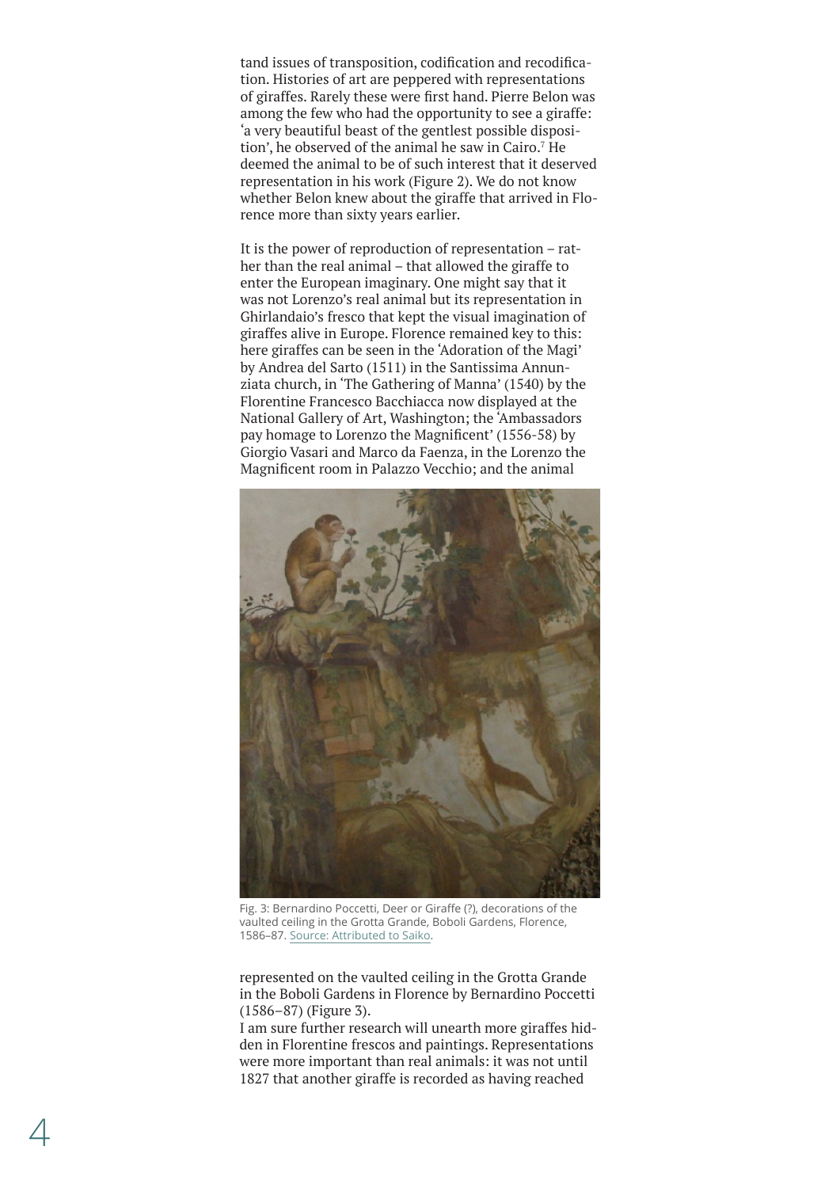tand issues of transposition, codification and recodification. Histories of art are peppered with representations of giraffes. Rarely these were first hand. Pierre Belon was among the few who had the opportunity to see a giraffe: 'a very beautiful beast of the gentlest possible disposition', he observed of the animal he saw in Cairo.[7] He deemed the animal to be of such interest that it deserved representation in his work (Figure 2). We do not know whether Belon knew about the giraffe that arrived in Florence more than sixty years earlier.

It is the power of reproduction of representation – rather than the real animal – that allowed the giraffe to enter the European imaginary. One might say that it was not Lorenzo's real animal but its representation in Ghirlandaio's fresco that kept the visual imagination of giraffes alive in Europe. Florence remained key to this: here giraffes can be seen in the 'Adoration of the Magi' by Andrea del Sarto (1511) in the Santissima Annunziata church, in 'The Gathering of Manna' (1540) by the Florentine Francesco Bacchiacca now displayed at the National Gallery of Art, Washington; the 'Ambassadors pay homage to Lorenzo the Magnificent' (1556-58) by Giorgio Vasari and Marco da Faenza, in the Lorenzo the Magnificent room in Palazzo Vecchio; and the animal represented on the vaulted ceiling in the Grotta Grande in the Boboli Gardens in Florence by Bernardino Poccetti (1586–87) (Figure 3).

Fig. 3: Bernardino Poccetti, Deer or Giraffe (?), decorations of the vaulted ceiling in the Grotta Grande, Boboli Gardens, Florence, 1586–87. Source: Attributed to Saiko.

I am sure further research will unearth more giraffes hidden in Florentine frescos and paintings. Representations were more important than real animals: it was not until 1827 that another giraffe is recorded as having reached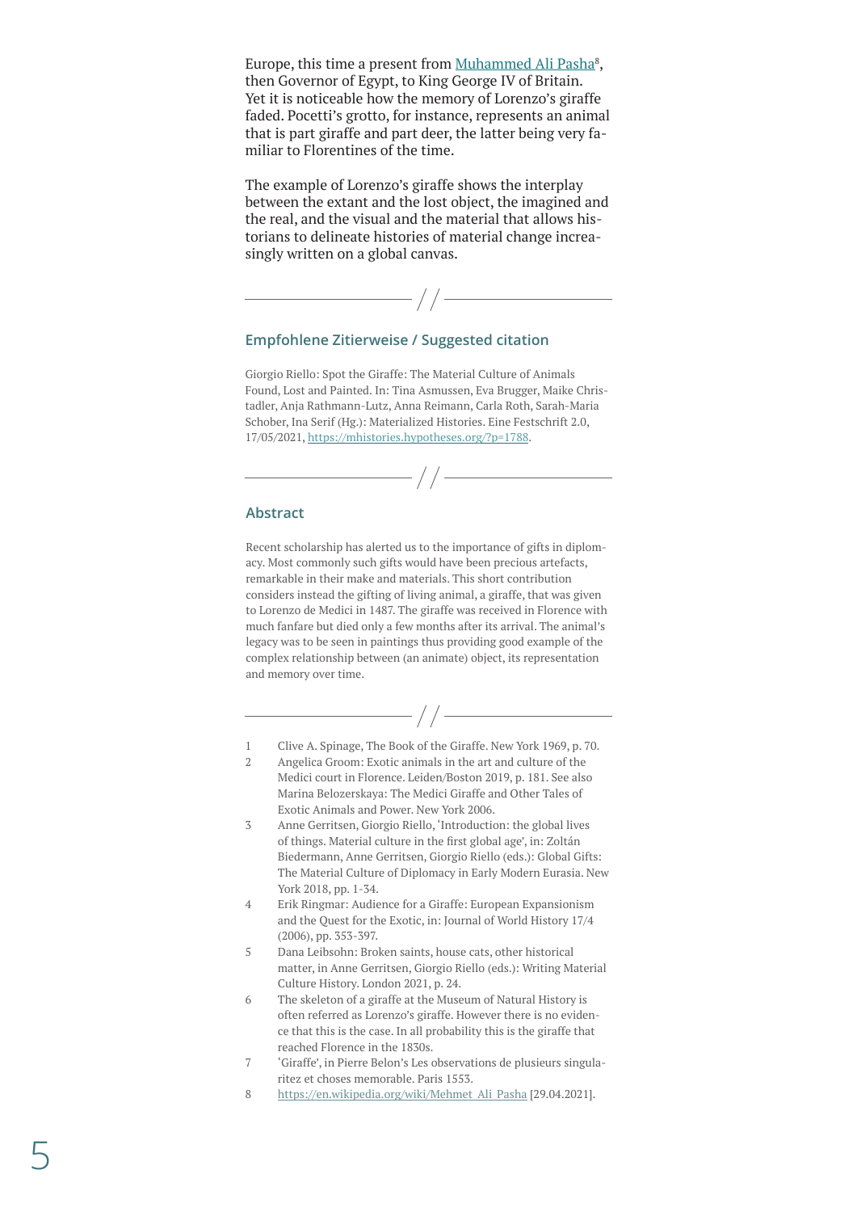Europe, this time a present from Muhammed Ali Pasha[8], then Governor of Egypt, to King George IV of Britain. Yet it is noticeable how the memory of Lorenzo's giraffe faded. Pocetti's grotto, for instance, represents an animal that is part giraffe and part deer, the latter being very familiar to Florentines of the time.

The example of Lorenzo's giraffe shows the interplay between the extant and the lost object, the imagined and the real, and the visual and the material that allows historians to delineate histories of material change increasingly written on a global canvas.

---

## Empfohlene Zitierweise / Suggested citation

Giorgio Riello: Spot the Giraffe: The Material Culture of Animals Found, Lost and Painted. In: Tina Asmussen, Eva Brugger, Maike Christadler, Anja Rathmann-Lutz, Anna Reimann, Carla Roth, Sarah-Maria Schober, Ina Serif (Hg.): Materialized Histories. Eine Festschrift 2.0, 17/05/2021, https://mhistories.hypotheses.org/?p=1788.

---

## Abstract

Recent scholarship has alerted us to the importance of gifts in diplomacy. Most commonly such gifts would have been precious artefacts, remarkable in their make and materials. This short contribution considers instead the gifting of living animal, a giraffe, that was given to Lorenzo de Medici in 1487. The giraffe was received in Florence with much fanfare but died only a few months after its arrival. The animal's legacy was to be seen in paintings thus providing good example of the complex relationship between (an animate) object, its representation and memory over time.

---

1. Clive A. Spinage, The Book of the Giraffe. New York 1969, p. 70.
2. Angelica Groom: Exotic animals in the art and culture of the Medici court in Florence. Leiden/Boston 2019, p. 181. See also Marina Belozerskaya: The Medici Giraffe and Other Tales of Exotic Animals and Power. New York 2006.
3. Anne Gerritsen, Giorgio Riello, 'Introduction: the global lives of things. Material culture in the first global age', in: Zoltán Biedermann, Anne Gerritsen, Giorgio Riello (eds.): Global Gifts: The Material Culture of Diplomacy in Early Modern Eurasia. New York 2018, pp. 1-34.
4. Erik Ringmar: Audience for a Giraffe: European Expansionism and the Quest for the Exotic, in: Journal of World History 17/4 (2006), pp. 353-397.
5. Dana Leibsohn: Broken saints, house cats, other historical matter, in Anne Gerritsen, Giorgio Riello (eds.): Writing Material Culture History. London 2021, p. 24.
6. The skeleton of a giraffe at the Museum of Natural History is often referred as Lorenzo's giraffe. However there is no evidence that this is the case. In all probability this is the giraffe that reached Florence in the 1830s.
7. 'Giraffe', in Pierre Belon's Les observations de plusieurs singularitez et choses memorable. Paris 1553.
8. https://en.wikipedia.org/wiki/Mehmet_Ali_Pasha [29.04.2021].